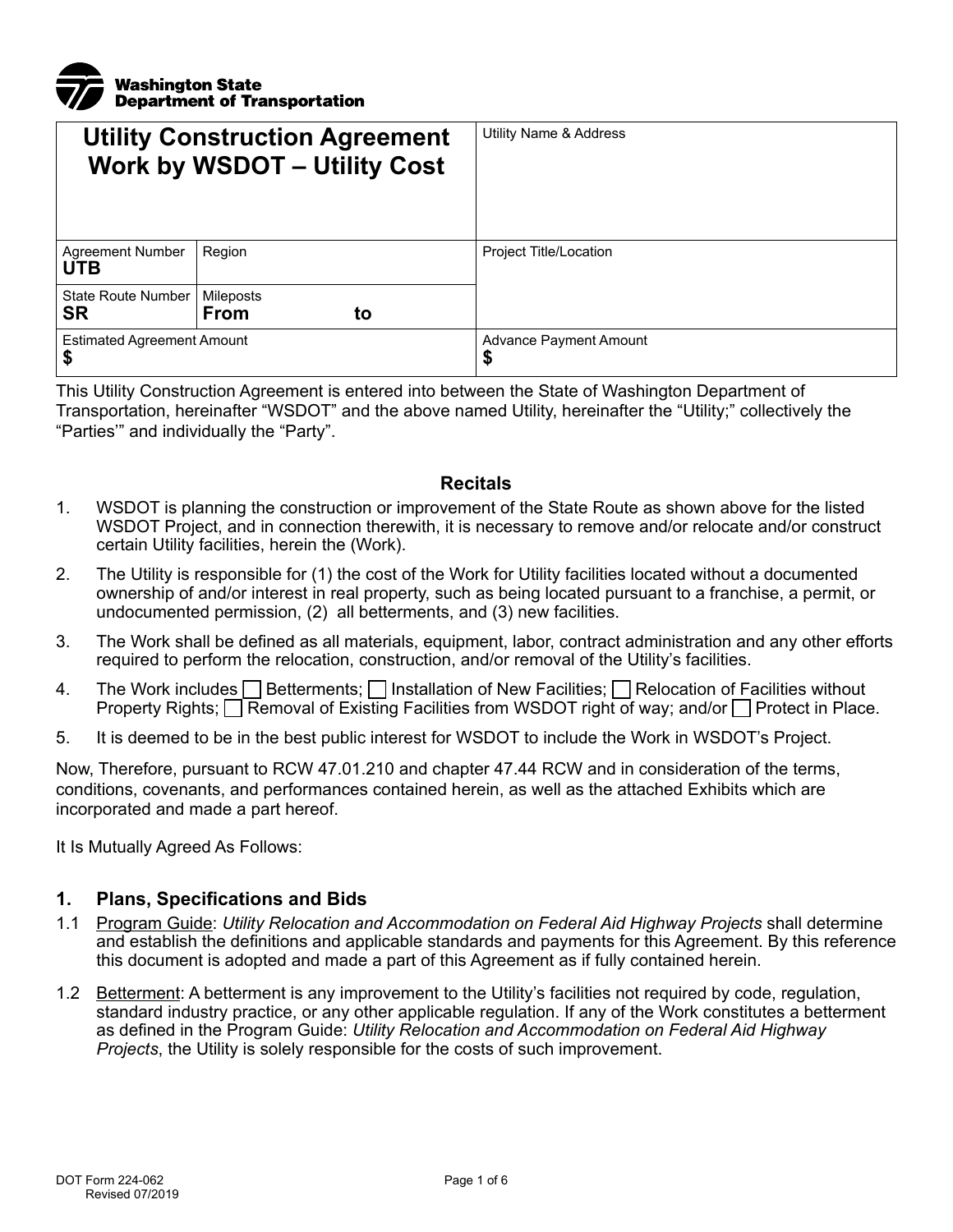Washington State Department of Transportation

| Utility Construction Agreement Work by WSDOT – Utility Cost | | Utility Name & Address |
|---|---|---|
| Agreement Number **UTB** | Region | Project Title/Location |
| State Route Number **SR** | Mileposts **From** **to** | |
| Estimated Agreement Amount **$** | | Advance Payment Amount **$** |

This Utility Construction Agreement is entered into between the State of Washington Department of Transportation, hereinafter "WSDOT" and the above named Utility, hereinafter the "Utility;" collectively the "Parties'" and individually the "Party".

### Recitals

1. WSDOT is planning the construction or improvement of the State Route as shown above for the listed WSDOT Project, and in connection therewith, it is necessary to remove and/or relocate and/or construct certain Utility facilities, herein the (Work).
2. The Utility is responsible for (1) the cost of the Work for Utility facilities located without a documented ownership of and/or interest in real property, such as being located pursuant to a franchise, a permit, or undocumented permission, (2) all betterments, and (3) new facilities.
3. The Work shall be defined as all materials, equipment, labor, contract administration and any other efforts required to perform the relocation, construction, and/or removal of the Utility's facilities.
4. The Work includes ☐ Betterments; ☐ Installation of New Facilities; ☐ Relocation of Facilities without Property Rights; ☐ Removal of Existing Facilities from WSDOT right of way; and/or ☐ Protect in Place.
5. It is deemed to be in the best public interest for WSDOT to include the Work in WSDOT's Project.

Now, Therefore, pursuant to RCW 47.01.210 and chapter 47.44 RCW and in consideration of the terms, conditions, covenants, and performances contained herein, as well as the attached Exhibits which are incorporated and made a part hereof.

It Is Mutually Agreed As Follows:

## 1. Plans, Specifications and Bids

1.1 Program Guide: *Utility Relocation and Accommodation on Federal Aid Highway Projects* shall determine and establish the definitions and applicable standards and payments for this Agreement. By this reference this document is adopted and made a part of this Agreement as if fully contained herein.

1.2 Betterment: A betterment is any improvement to the Utility's facilities not required by code, regulation, standard industry practice, or any other applicable regulation. If any of the Work constitutes a betterment as defined in the Program Guide: *Utility Relocation and Accommodation on Federal Aid Highway Projects*, the Utility is solely responsible for the costs of such improvement.

DOT Form 224-062
Revised 07/2019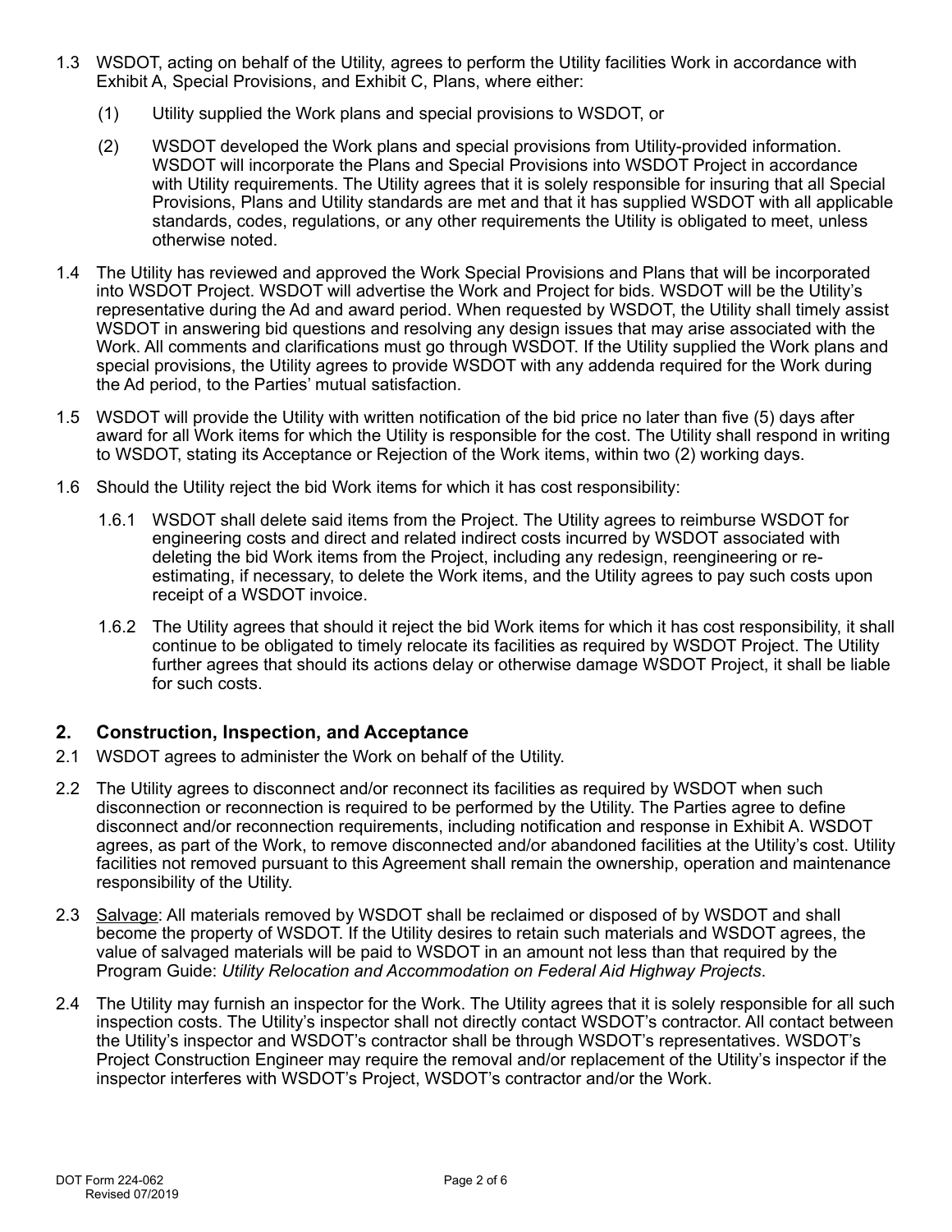1.3 WSDOT, acting on behalf of the Utility, agrees to perform the Utility facilities Work in accordance with Exhibit A, Special Provisions, and Exhibit C, Plans, where either:

   (1) Utility supplied the Work plans and special provisions to WSDOT, or

   (2) WSDOT developed the Work plans and special provisions from Utility-provided information. WSDOT will incorporate the Plans and Special Provisions into WSDOT Project in accordance with Utility requirements. The Utility agrees that it is solely responsible for insuring that all Special Provisions, Plans and Utility standards are met and that it has supplied WSDOT with all applicable standards, codes, regulations, or any other requirements the Utility is obligated to meet, unless otherwise noted.

1.4 The Utility has reviewed and approved the Work Special Provisions and Plans that will be incorporated into WSDOT Project. WSDOT will advertise the Work and Project for bids. WSDOT will be the Utility's representative during the Ad and award period. When requested by WSDOT, the Utility shall timely assist WSDOT in answering bid questions and resolving any design issues that may arise associated with the Work. All comments and clarifications must go through WSDOT. If the Utility supplied the Work plans and special provisions, the Utility agrees to provide WSDOT with any addenda required for the Work during the Ad period, to the Parties' mutual satisfaction.

1.5 WSDOT will provide the Utility with written notification of the bid price no later than five (5) days after award for all Work items for which the Utility is responsible for the cost. The Utility shall respond in writing to WSDOT, stating its Acceptance or Rejection of the Work items, within two (2) working days.

1.6 Should the Utility reject the bid Work items for which it has cost responsibility:

   1.6.1 WSDOT shall delete said items from the Project. The Utility agrees to reimburse WSDOT for engineering costs and direct and related indirect costs incurred by WSDOT associated with deleting the bid Work items from the Project, including any redesign, reengineering or re-estimating, if necessary, to delete the Work items, and the Utility agrees to pay such costs upon receipt of a WSDOT invoice.

   1.6.2 The Utility agrees that should it reject the bid Work items for which it has cost responsibility, it shall continue to be obligated to timely relocate its facilities as required by WSDOT Project. The Utility further agrees that should its actions delay or otherwise damage WSDOT Project, it shall be liable for such costs.

## 2. Construction, Inspection, and Acceptance

2.1 WSDOT agrees to administer the Work on behalf of the Utility.

2.2 The Utility agrees to disconnect and/or reconnect its facilities as required by WSDOT when such disconnection or reconnection is required to be performed by the Utility. The Parties agree to define disconnect and/or reconnection requirements, including notification and response in Exhibit A. WSDOT agrees, as part of the Work, to remove disconnected and/or abandoned facilities at the Utility's cost. Utility facilities not removed pursuant to this Agreement shall remain the ownership, operation and maintenance responsibility of the Utility.

2.3 Salvage: All materials removed by WSDOT shall be reclaimed or disposed of by WSDOT and shall become the property of WSDOT. If the Utility desires to retain such materials and WSDOT agrees, the value of salvaged materials will be paid to WSDOT in an amount not less than that required by the Program Guide: *Utility Relocation and Accommodation on Federal Aid Highway Projects*.

2.4 The Utility may furnish an inspector for the Work. The Utility agrees that it is solely responsible for all such inspection costs. The Utility's inspector shall not directly contact WSDOT's contractor. All contact between the Utility's inspector and WSDOT's contractor shall be through WSDOT's representatives. WSDOT's Project Construction Engineer may require the removal and/or replacement of the Utility's inspector if the inspector interferes with WSDOT's Project, WSDOT's contractor and/or the Work.

DOT Form 224-062
Revised 07/2019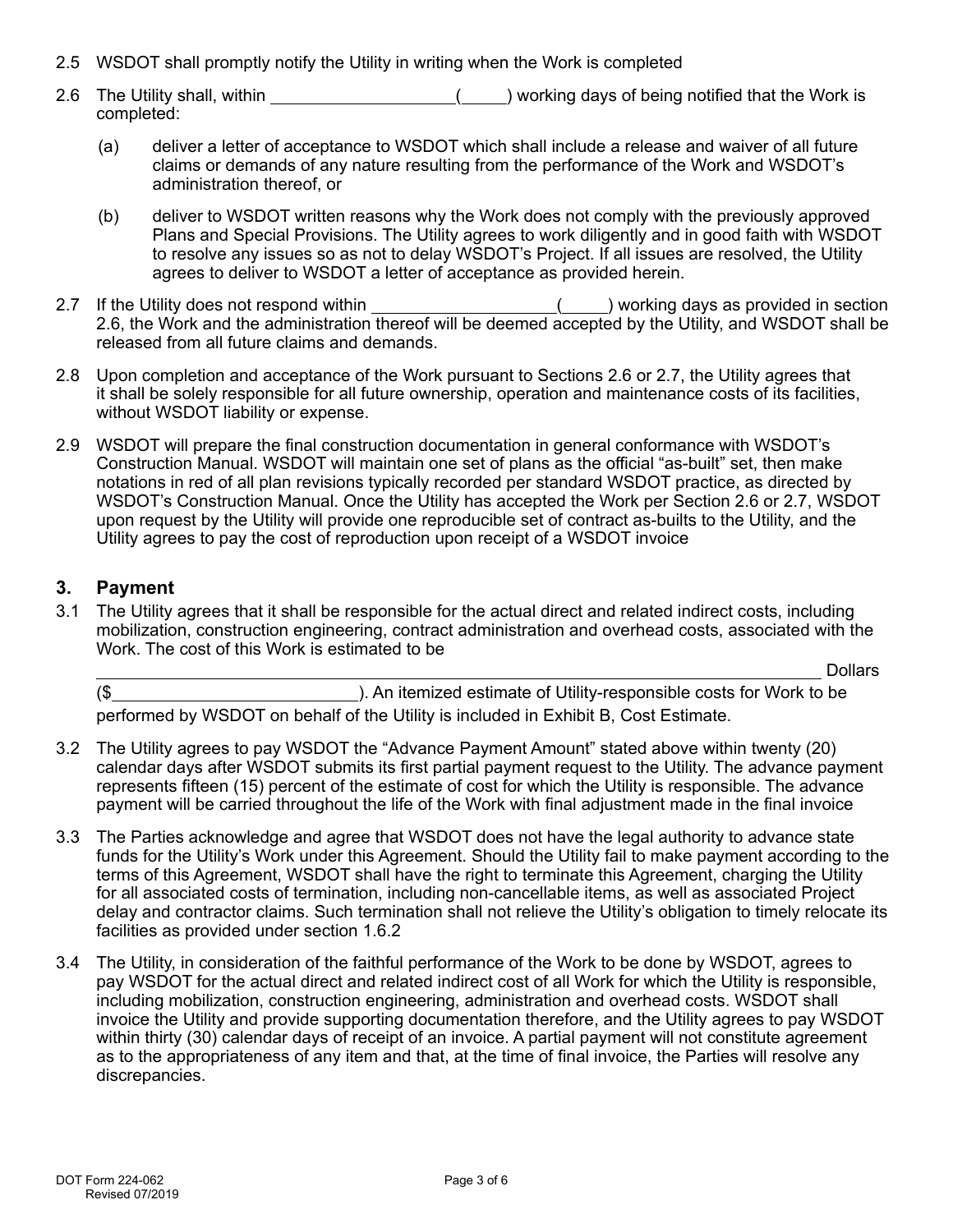2.5 WSDOT shall promptly notify the Utility in writing when the Work is completed

2.6 The Utility shall, within ____________________(_____) working days of being notified that the Work is completed:

(a) deliver a letter of acceptance to WSDOT which shall include a release and waiver of all future claims or demands of any nature resulting from the performance of the Work and WSDOT's administration thereof, or

(b) deliver to WSDOT written reasons why the Work does not comply with the previously approved Plans and Special Provisions. The Utility agrees to work diligently and in good faith with WSDOT to resolve any issues so as not to delay WSDOT's Project. If all issues are resolved, the Utility agrees to deliver to WSDOT a letter of acceptance as provided herein.

2.7 If the Utility does not respond within ____________________(_____) working days as provided in section 2.6, the Work and the administration thereof will be deemed accepted by the Utility, and WSDOT shall be released from all future claims and demands.

2.8 Upon completion and acceptance of the Work pursuant to Sections 2.6 or 2.7, the Utility agrees that it shall be solely responsible for all future ownership, operation and maintenance costs of its facilities, without WSDOT liability or expense.

2.9 WSDOT will prepare the final construction documentation in general conformance with WSDOT's Construction Manual. WSDOT will maintain one set of plans as the official "as-built" set, then make notations in red of all plan revisions typically recorded per standard WSDOT practice, as directed by WSDOT's Construction Manual. Once the Utility has accepted the Work per Section 2.6 or 2.7, WSDOT upon request by the Utility will provide one reproducible set of contract as-builts to the Utility, and the Utility agrees to pay the cost of reproduction upon receipt of a WSDOT invoice

## 3. Payment

3.1 The Utility agrees that it shall be responsible for the actual direct and related indirect costs, including mobilization, construction engineering, contract administration and overhead costs, associated with the Work. The cost of this Work is estimated to be ______________________________________________________________________ Dollars ($__________________________). An itemized estimate of Utility-responsible costs for Work to be performed by WSDOT on behalf of the Utility is included in Exhibit B, Cost Estimate.

3.2 The Utility agrees to pay WSDOT the "Advance Payment Amount" stated above within twenty (20) calendar days after WSDOT submits its first partial payment request to the Utility. The advance payment represents fifteen (15) percent of the estimate of cost for which the Utility is responsible. The advance payment will be carried throughout the life of the Work with final adjustment made in the final invoice

3.3 The Parties acknowledge and agree that WSDOT does not have the legal authority to advance state funds for the Utility's Work under this Agreement. Should the Utility fail to make payment according to the terms of this Agreement, WSDOT shall have the right to terminate this Agreement, charging the Utility for all associated costs of termination, including non-cancellable items, as well as associated Project delay and contractor claims. Such termination shall not relieve the Utility's obligation to timely relocate its facilities as provided under section 1.6.2

3.4 The Utility, in consideration of the faithful performance of the Work to be done by WSDOT, agrees to pay WSDOT for the actual direct and related indirect cost of all Work for which the Utility is responsible, including mobilization, construction engineering, administration and overhead costs. WSDOT shall invoice the Utility and provide supporting documentation therefore, and the Utility agrees to pay WSDOT within thirty (30) calendar days of receipt of an invoice. A partial payment will not constitute agreement as to the appropriateness of any item and that, at the time of final invoice, the Parties will resolve any discrepancies.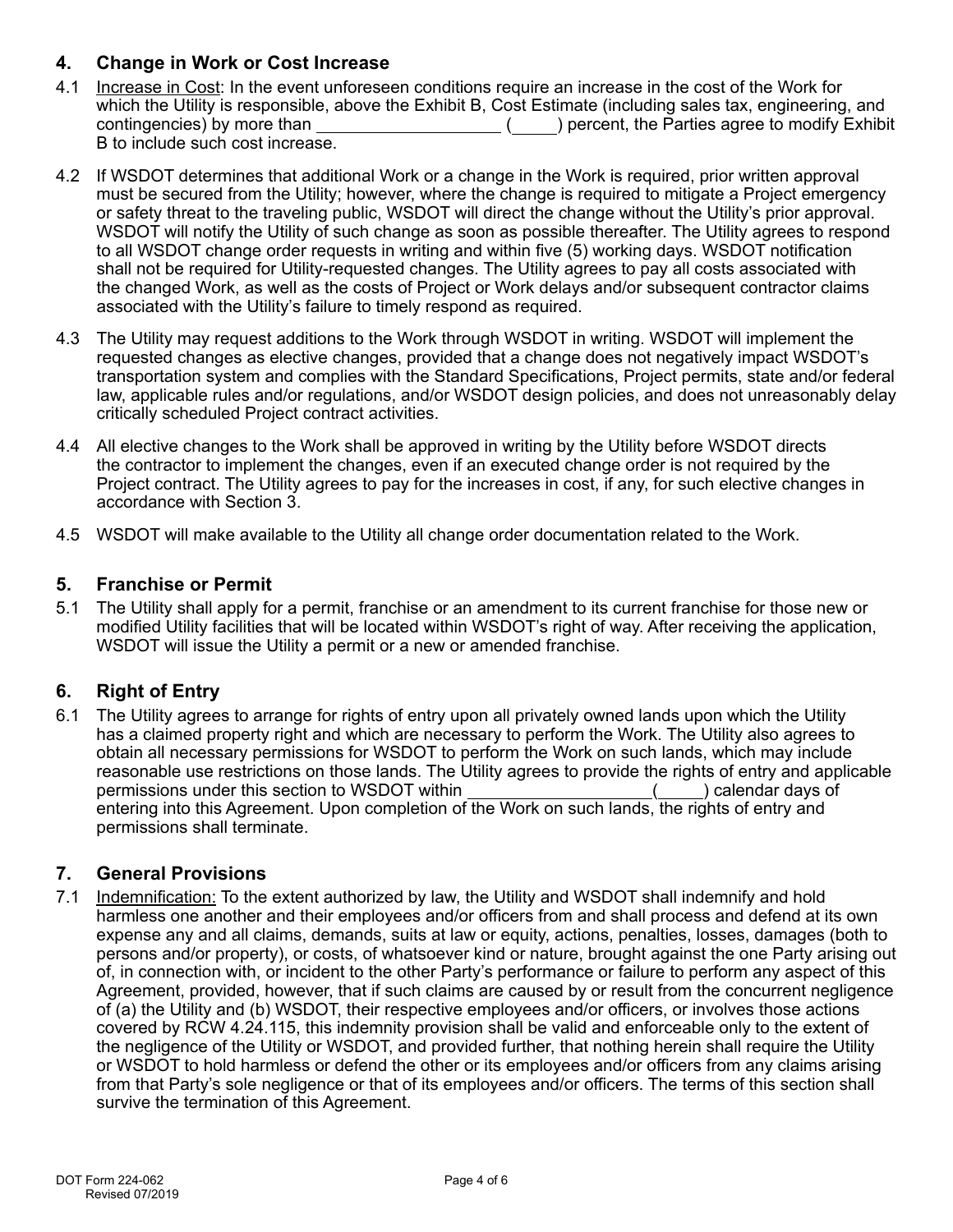## 4. Change in Work or Cost Increase

4.1 Increase in Cost: In the event unforeseen conditions require an increase in the cost of the Work for which the Utility is responsible, above the Exhibit B, Cost Estimate (including sales tax, engineering, and contingencies) by more than ____________________ (_____) percent, the Parties agree to modify Exhibit B to include such cost increase.

4.2 If WSDOT determines that additional Work or a change in the Work is required, prior written approval must be secured from the Utility; however, where the change is required to mitigate a Project emergency or safety threat to the traveling public, WSDOT will direct the change without the Utility's prior approval. WSDOT will notify the Utility of such change as soon as possible thereafter. The Utility agrees to respond to all WSDOT change order requests in writing and within five (5) working days. WSDOT notification shall not be required for Utility-requested changes. The Utility agrees to pay all costs associated with the changed Work, as well as the costs of Project or Work delays and/or subsequent contractor claims associated with the Utility's failure to timely respond as required.

4.3 The Utility may request additions to the Work through WSDOT in writing. WSDOT will implement the requested changes as elective changes, provided that a change does not negatively impact WSDOT's transportation system and complies with the Standard Specifications, Project permits, state and/or federal law, applicable rules and/or regulations, and/or WSDOT design policies, and does not unreasonably delay critically scheduled Project contract activities.

4.4 All elective changes to the Work shall be approved in writing by the Utility before WSDOT directs the contractor to implement the changes, even if an executed change order is not required by the Project contract. The Utility agrees to pay for the increases in cost, if any, for such elective changes in accordance with Section 3.

4.5 WSDOT will make available to the Utility all change order documentation related to the Work.

## 5. Franchise or Permit

5.1 The Utility shall apply for a permit, franchise or an amendment to its current franchise for those new or modified Utility facilities that will be located within WSDOT's right of way. After receiving the application, WSDOT will issue the Utility a permit or a new or amended franchise.

## 6. Right of Entry

6.1 The Utility agrees to arrange for rights of entry upon all privately owned lands upon which the Utility has a claimed property right and which are necessary to perform the Work. The Utility also agrees to obtain all necessary permissions for WSDOT to perform the Work on such lands, which may include reasonable use restrictions on those lands. The Utility agrees to provide the rights of entry and applicable permissions under this section to WSDOT within ____________________(_____) calendar days of entering into this Agreement. Upon completion of the Work on such lands, the rights of entry and permissions shall terminate.

## 7. General Provisions

7.1 Indemnification: To the extent authorized by law, the Utility and WSDOT shall indemnify and hold harmless one another and their employees and/or officers from and shall process and defend at its own expense any and all claims, demands, suits at law or equity, actions, penalties, losses, damages (both to persons and/or property), or costs, of whatsoever kind or nature, brought against the one Party arising out of, in connection with, or incident to the other Party's performance or failure to perform any aspect of this Agreement, provided, however, that if such claims are caused by or result from the concurrent negligence of (a) the Utility and (b) WSDOT, their respective employees and/or officers, or involves those actions covered by RCW 4.24.115, this indemnity provision shall be valid and enforceable only to the extent of the negligence of the Utility or WSDOT, and provided further, that nothing herein shall require the Utility or WSDOT to hold harmless or defend the other or its employees and/or officers from any claims arising from that Party's sole negligence or that of its employees and/or officers. The terms of this section shall survive the termination of this Agreement.

DOT Form 224-062
Revised 07/2019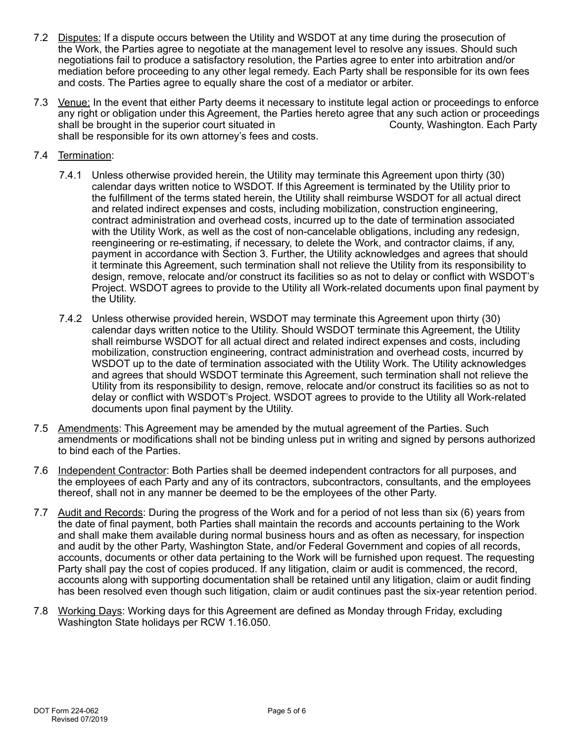7.2 Disputes: If a dispute occurs between the Utility and WSDOT at any time during the prosecution of the Work, the Parties agree to negotiate at the management level to resolve any issues. Should such negotiations fail to produce a satisfactory resolution, the Parties agree to enter into arbitration and/or mediation before proceeding to any other legal remedy. Each Party shall be responsible for its own fees and costs. The Parties agree to equally share the cost of a mediator or arbiter.

7.3 Venue: In the event that either Party deems it necessary to institute legal action or proceedings to enforce any right or obligation under this Agreement, the Parties hereto agree that any such action or proceedings shall be brought in the superior court situated in                                    County, Washington. Each Party shall be responsible for its own attorney's fees and costs.

7.4 Termination:

7.4.1 Unless otherwise provided herein, the Utility may terminate this Agreement upon thirty (30) calendar days written notice to WSDOT. If this Agreement is terminated by the Utility prior to the fulfillment of the terms stated herein, the Utility shall reimburse WSDOT for all actual direct and related indirect expenses and costs, including mobilization, construction engineering, contract administration and overhead costs, incurred up to the date of termination associated with the Utility Work, as well as the cost of non-cancelable obligations, including any redesign, reengineering or re-estimating, if necessary, to delete the Work, and contractor claims, if any, payment in accordance with Section 3. Further, the Utility acknowledges and agrees that should it terminate this Agreement, such termination shall not relieve the Utility from its responsibility to design, remove, relocate and/or construct its facilities so as not to delay or conflict with WSDOT's Project. WSDOT agrees to provide to the Utility all Work-related documents upon final payment by the Utility.

7.4.2 Unless otherwise provided herein, WSDOT may terminate this Agreement upon thirty (30) calendar days written notice to the Utility. Should WSDOT terminate this Agreement, the Utility shall reimburse WSDOT for all actual direct and related indirect expenses and costs, including mobilization, construction engineering, contract administration and overhead costs, incurred by WSDOT up to the date of termination associated with the Utility Work. The Utility acknowledges and agrees that should WSDOT terminate this Agreement, such termination shall not relieve the Utility from its responsibility to design, remove, relocate and/or construct its facilities so as not to delay or conflict with WSDOT's Project. WSDOT agrees to provide to the Utility all Work-related documents upon final payment by the Utility.

7.5 Amendments: This Agreement may be amended by the mutual agreement of the Parties. Such amendments or modifications shall not be binding unless put in writing and signed by persons authorized to bind each of the Parties.

7.6 Independent Contractor: Both Parties shall be deemed independent contractors for all purposes, and the employees of each Party and any of its contractors, subcontractors, consultants, and the employees thereof, shall not in any manner be deemed to be the employees of the other Party.

7.7 Audit and Records: During the progress of the Work and for a period of not less than six (6) years from the date of final payment, both Parties shall maintain the records and accounts pertaining to the Work and shall make them available during normal business hours and as often as necessary, for inspection and audit by the other Party, Washington State, and/or Federal Government and copies of all records, accounts, documents or other data pertaining to the Work will be furnished upon request. The requesting Party shall pay the cost of copies produced. If any litigation, claim or audit is commenced, the record, accounts along with supporting documentation shall be retained until any litigation, claim or audit finding has been resolved even though such litigation, claim or audit continues past the six-year retention period.

7.8 Working Days: Working days for this Agreement are defined as Monday through Friday, excluding Washington State holidays per RCW 1.16.050.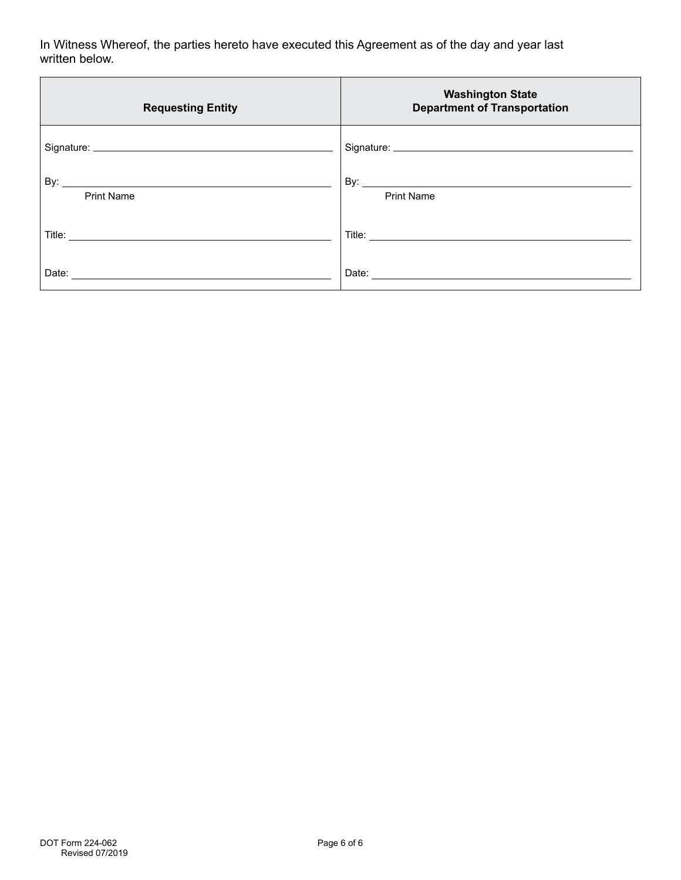In Witness Whereof, the parties hereto have executed this Agreement as of the day and year last written below.

| Requesting Entity | Washington State Department of Transportation |
|---|---|
| Signature: ______________________ | Signature: ______________________ |
| By: ______________________ Print Name | By: ______________________ Print Name |
| Title: ______________________ | Title: ______________________ |
| Date: ______________________ | Date: ______________________ |

DOT Form 224-062
Revised 07/2019